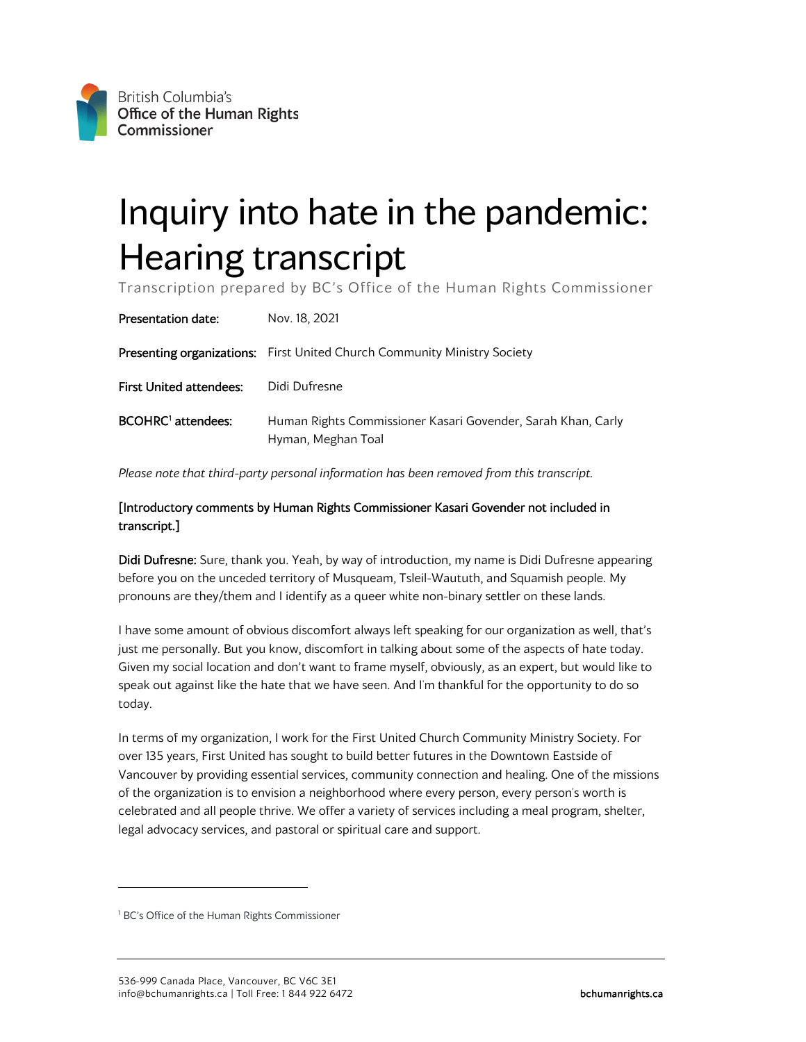British Columbia's
Office of the Human Rights
Commissioner

# Inquiry into hate in the pandemic: Hearing transcript

Transcription prepared by BC's Office of the Human Rights Commissioner

| | |
|---|---|
| **Presentation date:** | Nov. 18, 2021 |
| **Presenting organizations:** | First United Church Community Ministry Society |
| **First United attendees:** | Didi Dufresne |
| **BCOHRC[1] attendees:** | Human Rights Commissioner Kasari Govender, Sarah Khan, Carly Hyman, Meghan Toal |

*Please note that third-party personal information has been removed from this transcript.*

[Introductory comments by Human Rights Commissioner Kasari Govender not included in transcript.]

**Didi Dufresne:** Sure, thank you. Yeah, by way of introduction, my name is Didi Dufresne appearing before you on the unceded territory of Musqueam, Tsleil-Waututh, and Squamish people. My pronouns are they/them and I identify as a queer white non-binary settler on these lands.

I have some amount of obvious discomfort always left speaking for our organization as well, that's just me personally. But you know, discomfort in talking about some of the aspects of hate today. Given my social location and don't want to frame myself, obviously, as an expert, but would like to speak out against like the hate that we have seen. And I'm thankful for the opportunity to do so today.

In terms of my organization, I work for the First United Church Community Ministry Society. For over 135 years, First United has sought to build better futures in the Downtown Eastside of Vancouver by providing essential services, community connection and healing. One of the missions of the organization is to envision a neighborhood where every person, every person's worth is celebrated and all people thrive. We offer a variety of services including a meal program, shelter, legal advocacy services, and pastoral or spiritual care and support.

[1] BC's Office of the Human Rights Commissioner

536-999 Canada Place, Vancouver, BC V6C 3E1
info@bchumanrights.ca | Toll Free: 1 844 922 6472 bchumanrights.ca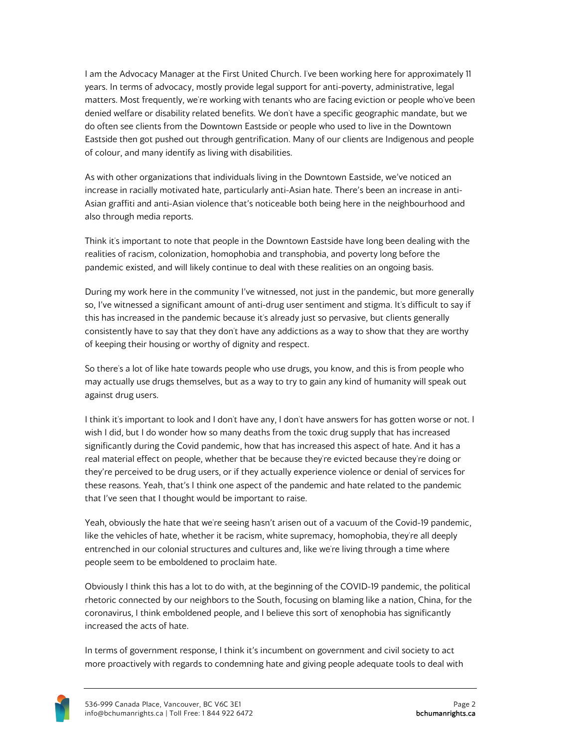I am the Advocacy Manager at the First United Church. I've been working here for approximately 11 years. In terms of advocacy, mostly provide legal support for anti-poverty, administrative, legal matters. Most frequently, we're working with tenants who are facing eviction or people who've been denied welfare or disability related benefits. We don't have a specific geographic mandate, but we do often see clients from the Downtown Eastside or people who used to live in the Downtown Eastside then got pushed out through gentrification. Many of our clients are Indigenous and people of colour, and many identify as living with disabilities.

As with other organizations that individuals living in the Downtown Eastside, we've noticed an increase in racially motivated hate, particularly anti-Asian hate. There's been an increase in anti-Asian graffiti and anti-Asian violence that's noticeable both being here in the neighbourhood and also through media reports.

Think it's important to note that people in the Downtown Eastside have long been dealing with the realities of racism, colonization, homophobia and transphobia, and poverty long before the pandemic existed, and will likely continue to deal with these realities on an ongoing basis.

During my work here in the community I've witnessed, not just in the pandemic, but more generally so, I've witnessed a significant amount of anti-drug user sentiment and stigma. It's difficult to say if this has increased in the pandemic because it's already just so pervasive, but clients generally consistently have to say that they don't have any addictions as a way to show that they are worthy of keeping their housing or worthy of dignity and respect.

So there's a lot of like hate towards people who use drugs, you know, and this is from people who may actually use drugs themselves, but as a way to try to gain any kind of humanity will speak out against drug users.

I think it's important to look and I don't have any, I don't have answers for has gotten worse or not. I wish I did, but I do wonder how so many deaths from the toxic drug supply that has increased significantly during the Covid pandemic, how that has increased this aspect of hate. And it has a real material effect on people, whether that be because they're evicted because they're doing or they're perceived to be drug users, or if they actually experience violence or denial of services for these reasons. Yeah, that's I think one aspect of the pandemic and hate related to the pandemic that I've seen that I thought would be important to raise.

Yeah, obviously the hate that we're seeing hasn't arisen out of a vacuum of the Covid-19 pandemic, like the vehicles of hate, whether it be racism, white supremacy, homophobia, they're all deeply entrenched in our colonial structures and cultures and, like we're living through a time where people seem to be emboldened to proclaim hate.

Obviously I think this has a lot to do with, at the beginning of the COVID-19 pandemic, the political rhetoric connected by our neighbors to the South, focusing on blaming like a nation, China, for the coronavirus, I think emboldened people, and I believe this sort of xenophobia has significantly increased the acts of hate.

In terms of government response, I think it's incumbent on government and civil society to act more proactively with regards to condemning hate and giving people adequate tools to deal with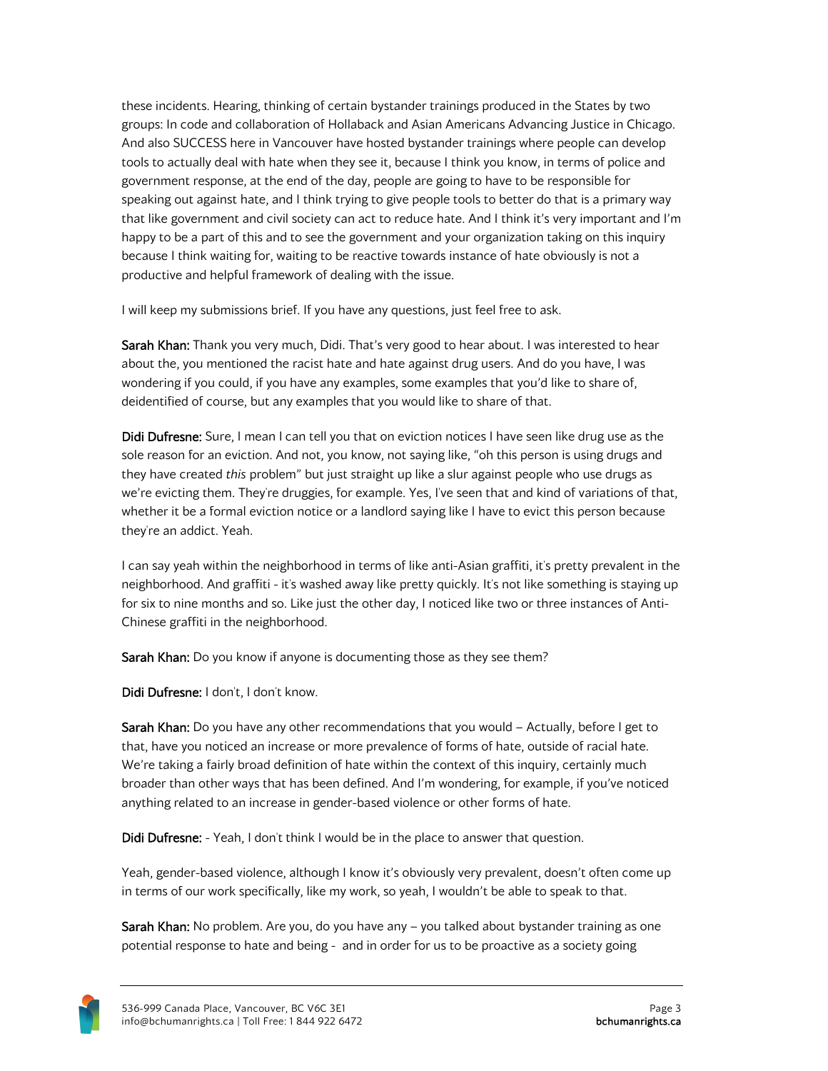these incidents. Hearing, thinking of certain bystander trainings produced in the States by two groups: In code and collaboration of Hollaback and Asian Americans Advancing Justice in Chicago. And also SUCCESS here in Vancouver have hosted bystander trainings where people can develop tools to actually deal with hate when they see it, because I think you know, in terms of police and government response, at the end of the day, people are going to have to be responsible for speaking out against hate, and I think trying to give people tools to better do that is a primary way that like government and civil society can act to reduce hate. And I think it's very important and I'm happy to be a part of this and to see the government and your organization taking on this inquiry because I think waiting for, waiting to be reactive towards instance of hate obviously is not a productive and helpful framework of dealing with the issue.

I will keep my submissions brief. If you have any questions, just feel free to ask.

**Sarah Khan:** Thank you very much, Didi. That's very good to hear about. I was interested to hear about the, you mentioned the racist hate and hate against drug users. And do you have, I was wondering if you could, if you have any examples, some examples that you'd like to share of, deidentified of course, but any examples that you would like to share of that.

**Didi Dufresne:** Sure, I mean I can tell you that on eviction notices I have seen like drug use as the sole reason for an eviction. And not, you know, not saying like, "oh this person is using drugs and they have created *this* problem" but just straight up like a slur against people who use drugs as we're evicting them. They're druggies, for example. Yes, I've seen that and kind of variations of that, whether it be a formal eviction notice or a landlord saying like I have to evict this person because they're an addict. Yeah.

I can say yeah within the neighborhood in terms of like anti-Asian graffiti, it's pretty prevalent in the neighborhood. And graffiti - it's washed away like pretty quickly. It's not like something is staying up for six to nine months and so. Like just the other day, I noticed like two or three instances of Anti-Chinese graffiti in the neighborhood.

**Sarah Khan:** Do you know if anyone is documenting those as they see them?

**Didi Dufresne:** I don't, I don't know.

**Sarah Khan:** Do you have any other recommendations that you would – Actually, before I get to that, have you noticed an increase or more prevalence of forms of hate, outside of racial hate. We're taking a fairly broad definition of hate within the context of this inquiry, certainly much broader than other ways that has been defined. And I'm wondering, for example, if you've noticed anything related to an increase in gender-based violence or other forms of hate.

**Didi Dufresne:** - Yeah, I don't think I would be in the place to answer that question.

Yeah, gender-based violence, although I know it's obviously very prevalent, doesn't often come up in terms of our work specifically, like my work, so yeah, I wouldn't be able to speak to that.

**Sarah Khan:** No problem. Are you, do you have any – you talked about bystander training as one potential response to hate and being - and in order for us to be proactive as a society going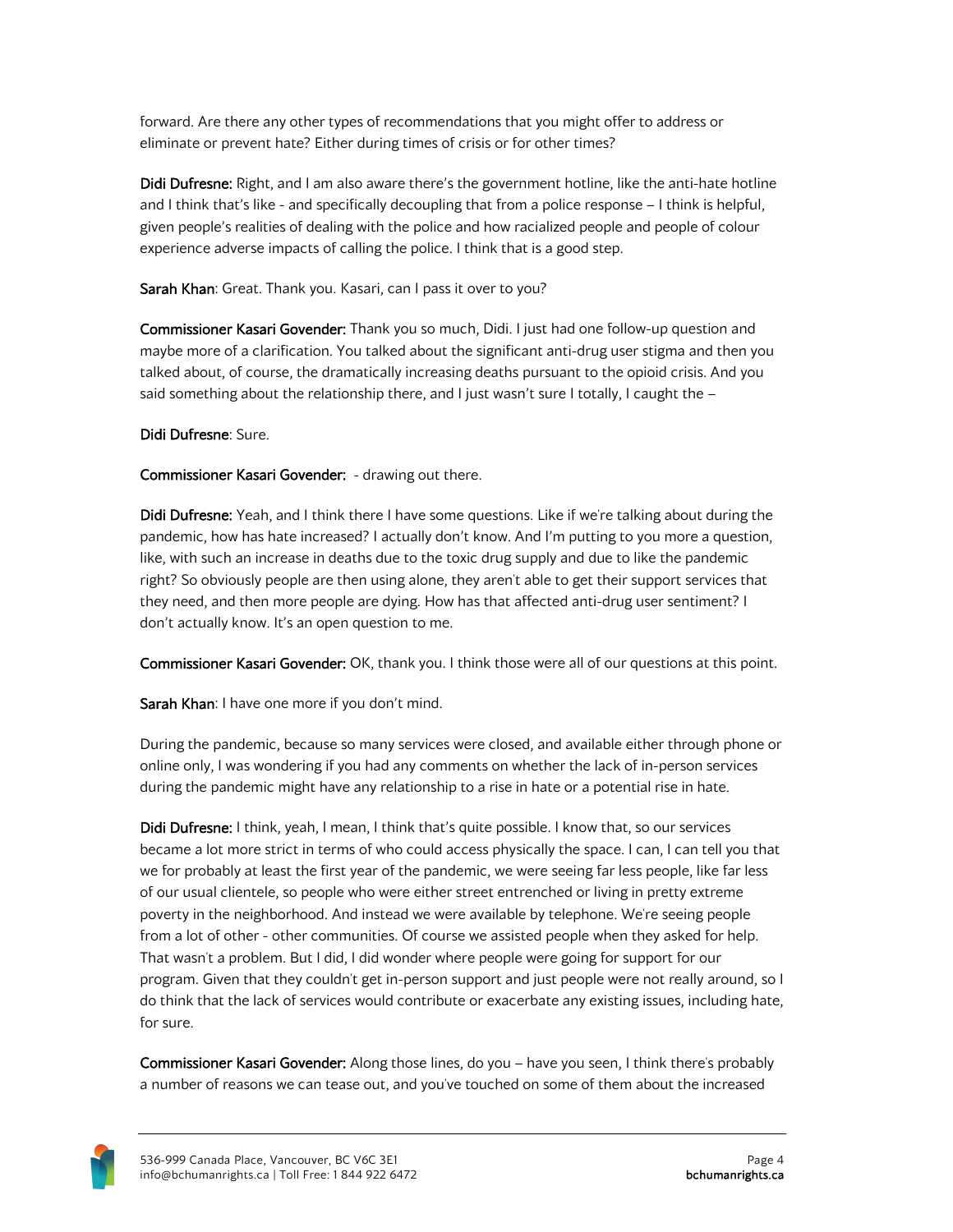forward. Are there any other types of recommendations that you might offer to address or eliminate or prevent hate? Either during times of crisis or for other times?

**Didi Dufresne:** Right, and I am also aware there's the government hotline, like the anti-hate hotline and I think that's like - and specifically decoupling that from a police response – I think is helpful, given people's realities of dealing with the police and how racialized people and people of colour experience adverse impacts of calling the police. I think that is a good step.

**Sarah Khan**: Great. Thank you. Kasari, can I pass it over to you?

**Commissioner Kasari Govender:** Thank you so much, Didi. I just had one follow-up question and maybe more of a clarification. You talked about the significant anti-drug user stigma and then you talked about, of course, the dramatically increasing deaths pursuant to the opioid crisis. And you said something about the relationship there, and I just wasn't sure I totally, I caught the –

**Didi Dufresne**: Sure.

**Commissioner Kasari Govender:** - drawing out there.

**Didi Dufresne:** Yeah, and I think there I have some questions. Like if we're talking about during the pandemic, how has hate increased? I actually don't know. And I'm putting to you more a question, like, with such an increase in deaths due to the toxic drug supply and due to like the pandemic right? So obviously people are then using alone, they aren't able to get their support services that they need, and then more people are dying. How has that affected anti-drug user sentiment? I don't actually know. It's an open question to me.

**Commissioner Kasari Govender:** OK, thank you. I think those were all of our questions at this point.

**Sarah Khan**: I have one more if you don't mind.

During the pandemic, because so many services were closed, and available either through phone or online only, I was wondering if you had any comments on whether the lack of in-person services during the pandemic might have any relationship to a rise in hate or a potential rise in hate.

**Didi Dufresne:** I think, yeah, I mean, I think that's quite possible. I know that, so our services became a lot more strict in terms of who could access physically the space. I can, I can tell you that we for probably at least the first year of the pandemic, we were seeing far less people, like far less of our usual clientele, so people who were either street entrenched or living in pretty extreme poverty in the neighborhood. And instead we were available by telephone. We're seeing people from a lot of other - other communities. Of course we assisted people when they asked for help. That wasn't a problem. But I did, I did wonder where people were going for support for our program. Given that they couldn't get in-person support and just people were not really around, so I do think that the lack of services would contribute or exacerbate any existing issues, including hate, for sure.

**Commissioner Kasari Govender:** Along those lines, do you – have you seen, I think there's probably a number of reasons we can tease out, and you've touched on some of them about the increased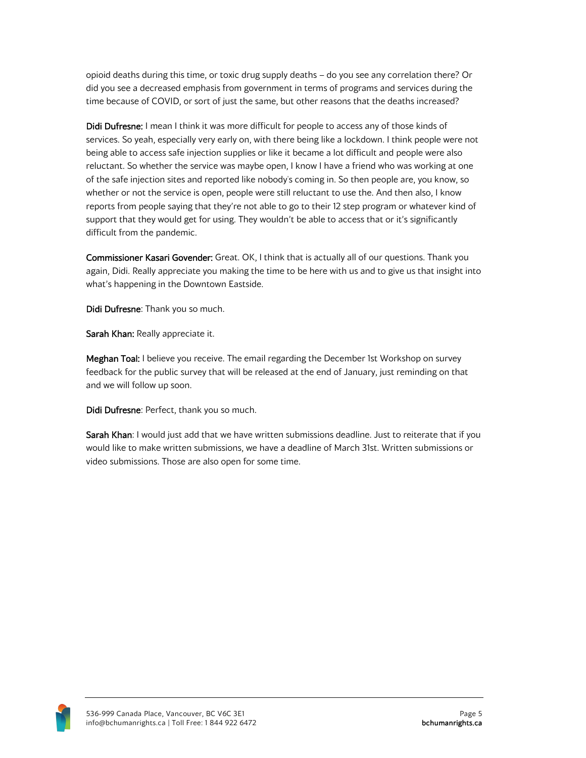opioid deaths during this time, or toxic drug supply deaths – do you see any correlation there? Or did you see a decreased emphasis from government in terms of programs and services during the time because of COVID, or sort of just the same, but other reasons that the deaths increased?

**Didi Dufresne:** I mean I think it was more difficult for people to access any of those kinds of services. So yeah, especially very early on, with there being like a lockdown. I think people were not being able to access safe injection supplies or like it became a lot difficult and people were also reluctant. So whether the service was maybe open, I know I have a friend who was working at one of the safe injection sites and reported like nobody's coming in. So then people are, you know, so whether or not the service is open, people were still reluctant to use the. And then also, I know reports from people saying that they're not able to go to their 12 step program or whatever kind of support that they would get for using. They wouldn't be able to access that or it's significantly difficult from the pandemic.

**Commissioner Kasari Govender:** Great. OK, I think that is actually all of our questions. Thank you again, Didi. Really appreciate you making the time to be here with us and to give us that insight into what's happening in the Downtown Eastside.

**Didi Dufresne**: Thank you so much.

**Sarah Khan:** Really appreciate it.

**Meghan Toal:** I believe you receive. The email regarding the December 1st Workshop on survey feedback for the public survey that will be released at the end of January, just reminding on that and we will follow up soon.

**Didi Dufresne**: Perfect, thank you so much.

**Sarah Khan**: I would just add that we have written submissions deadline. Just to reiterate that if you would like to make written submissions, we have a deadline of March 31st. Written submissions or video submissions. Those are also open for some time.